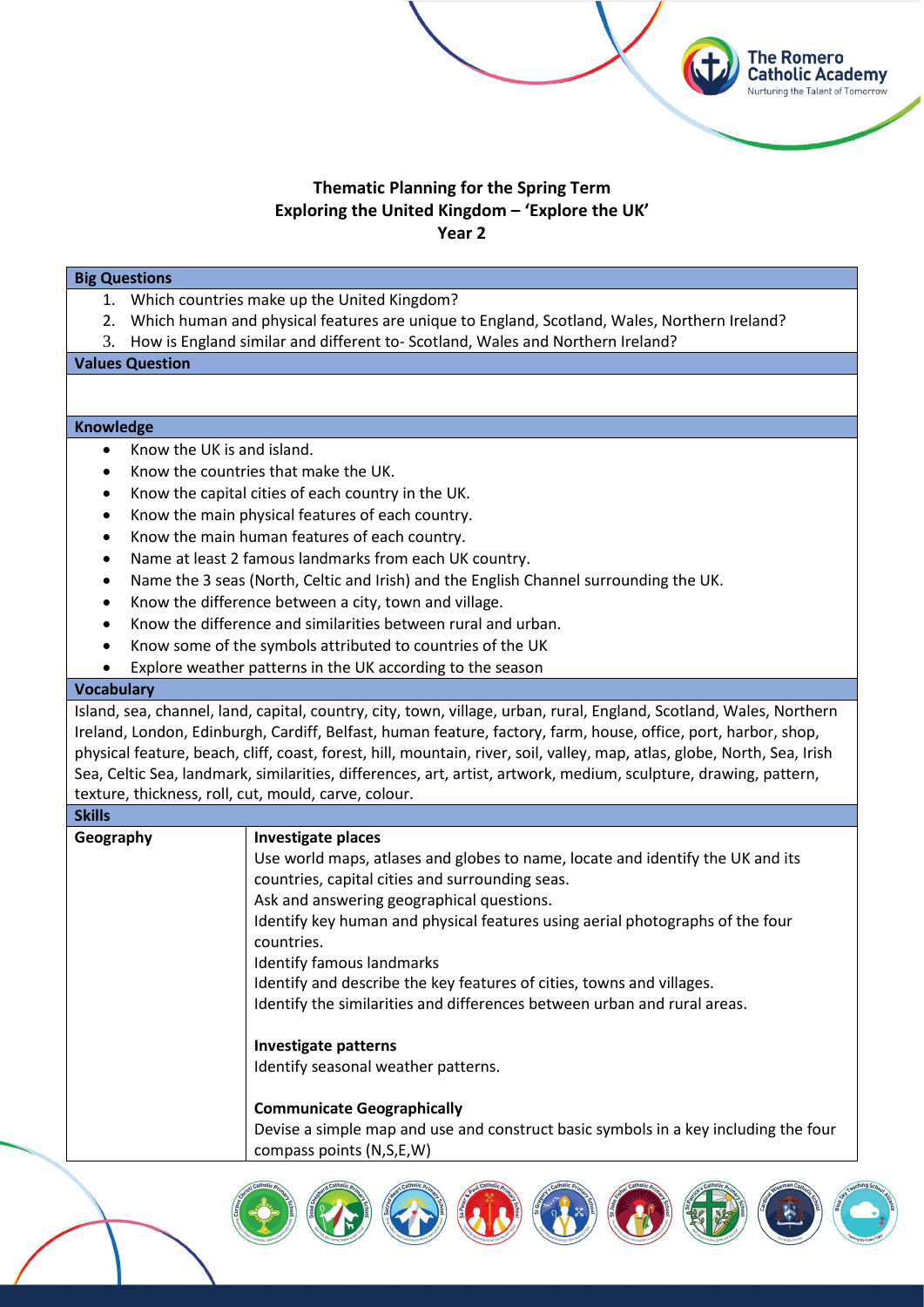**Thematic Planning for the Spring Term**
**Exploring the United Kingdom – 'Explore the UK'**
**Year 2**

| **Big Questions** | |
|---|---|
| 1. Which countries make up the United Kingdom?<br>2. Which human and physical features are unique to England, Scotland, Wales, Northern Ireland?<br>3. How is England similar and different to- Scotland, Wales and Northern Ireland? | |
| **Values Question** | |
| | |
| **Knowledge** | |
| • Know the UK is and island.<br>• Know the countries that make the UK.<br>• Know the capital cities of each country in the UK.<br>• Know the main physical features of each country.<br>• Know the main human features of each country.<br>• Name at least 2 famous landmarks from each UK country.<br>• Name the 3 seas (North, Celtic and Irish) and the English Channel surrounding the UK.<br>• Know the difference between a city, town and village.<br>• Know the difference and similarities between rural and urban.<br>• Know some of the symbols attributed to countries of the UK<br>• Explore weather patterns in the UK according to the season | |
| **Vocabulary** | |
| Island, sea, channel, land, capital, country, city, town, village, urban, rural, England, Scotland, Wales, Northern Ireland, London, Edinburgh, Cardiff, Belfast, human feature, factory, farm, house, office, port, harbor, shop, physical feature, beach, cliff, coast, forest, hill, mountain, river, soil, valley, map, atlas, globe, North, Sea, Irish Sea, Celtic Sea, landmark, similarities, differences, art, artist, artwork, medium, sculpture, drawing, pattern, texture, thickness, roll, cut, mould, carve, colour. | |
| **Skills** | |
| **Geography** | **Investigate places**<br>Use world maps, atlases and globes to name, locate and identify the UK and its countries, capital cities and surrounding seas.<br>Ask and answering geographical questions.<br>Identify key human and physical features using aerial photographs of the four countries.<br>Identify famous landmarks<br>Identify and describe the key features of cities, towns and villages.<br>Identify the similarities and differences between urban and rural areas.<br><br>**Investigate patterns**<br>Identify seasonal weather patterns.<br><br>**Communicate Geographically**<br>Devise a simple map and use and construct basic symbols in a key including the four compass points (N,S,E,W) |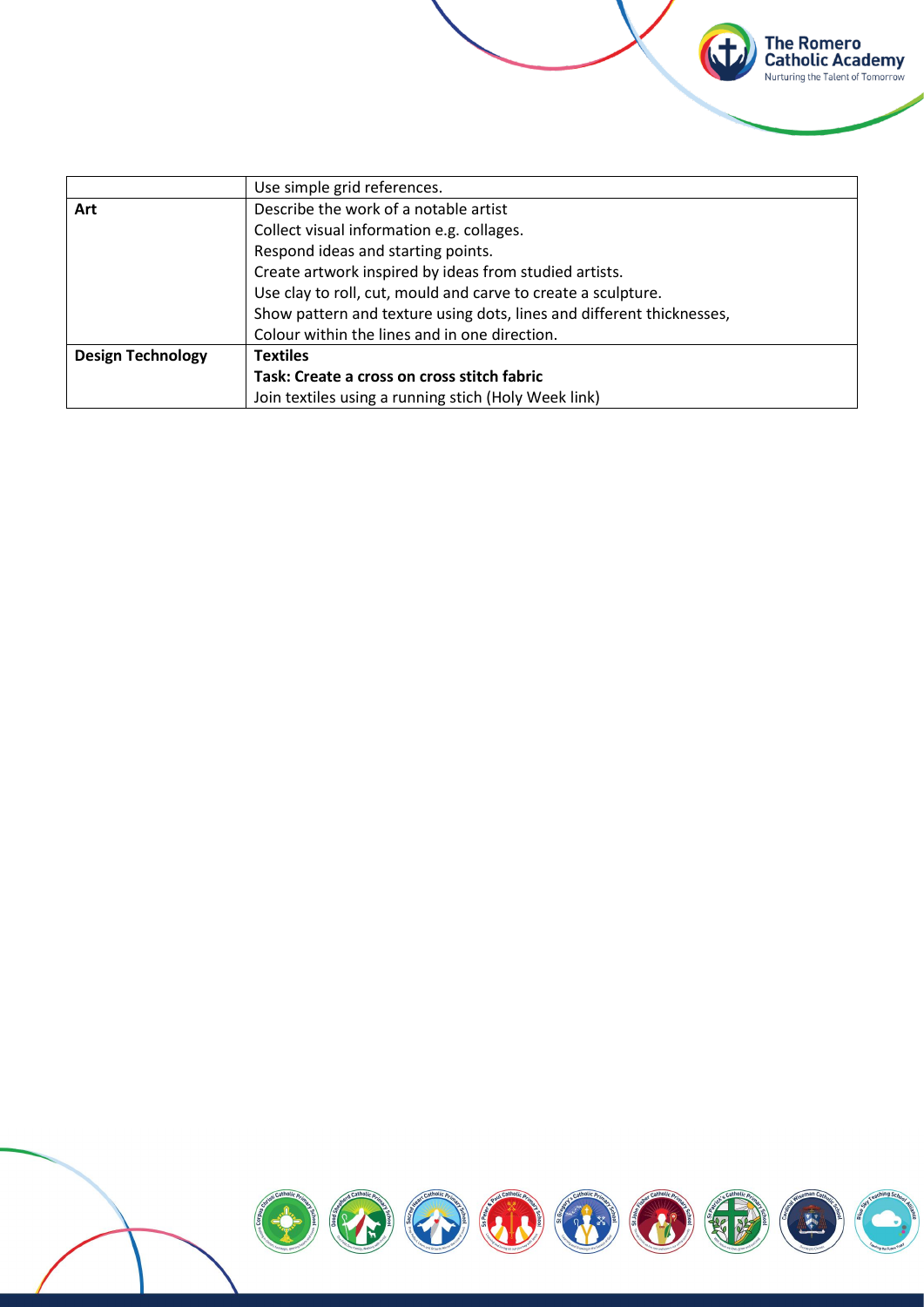| | |
|---|---|
| | Use simple grid references. |
| **Art** | Describe the work of a notable artist<br>Collect visual information e.g. collages.<br>Respond ideas and starting points.<br>Create artwork inspired by ideas from studied artists.<br>Use clay to roll, cut, mould and carve to create a sculpture.<br>Show pattern and texture using dots, lines and different thicknesses,<br>Colour within the lines and in one direction. |
| **Design Technology** | **Textiles**<br>**Task: Create a cross on cross stitch fabric**<br>Join textiles using a running stich (Holy Week link) |